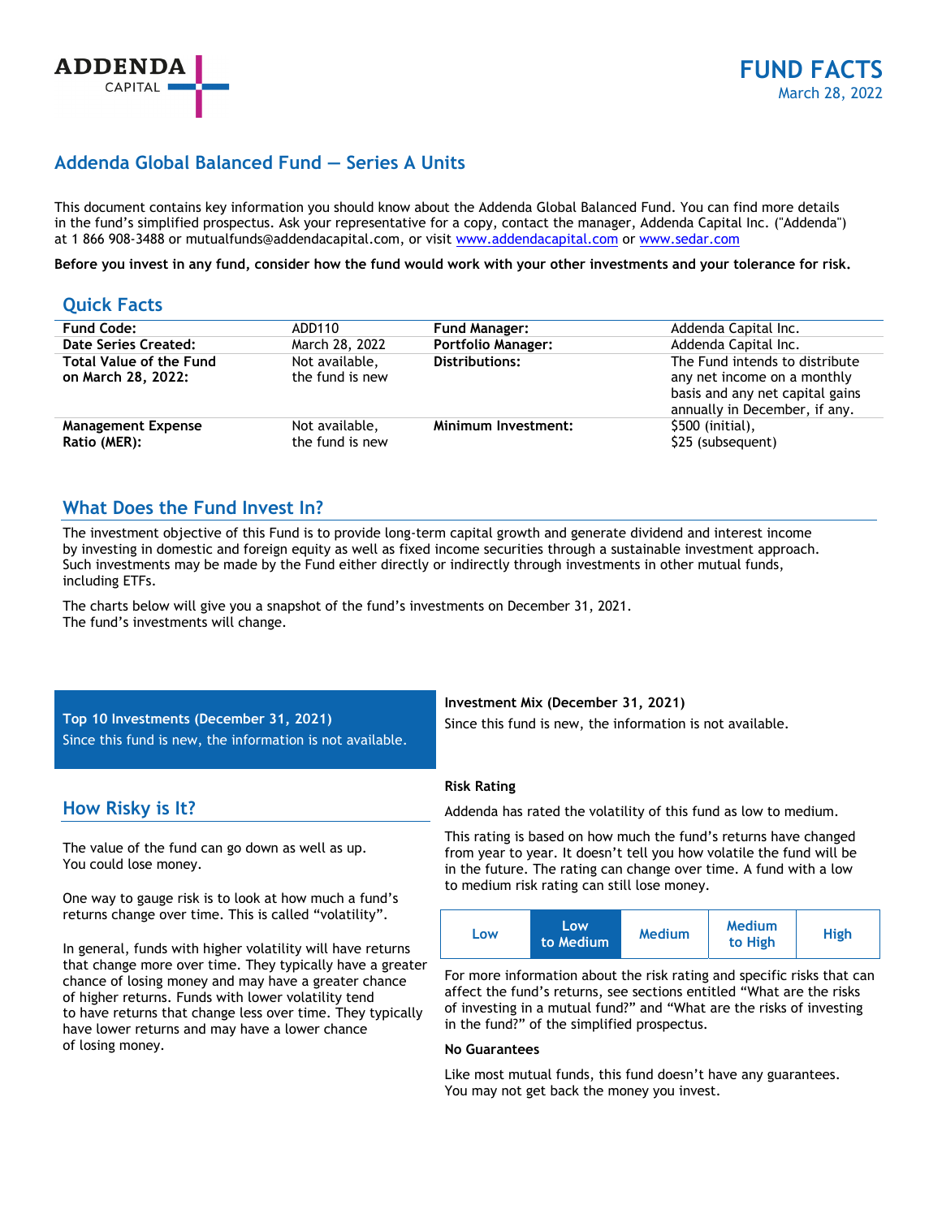# FUND FACTS

March 28, 2022

## Addenda Global Balanced Fund — Series A Units

This document contains key information you should know about the Addenda Global Balanced Fund. You can find more details in the fund's simplified prospectus. Ask your representative for a copy, contact the manager, Addenda Capital Inc. ("Addenda") at 1 866 908-3488 or mutualfunds@addendacapital.com, or visit www.addendacapital.com or www.sedar.com

**Before you invest in any fund, consider how the fund would work with your other investments and your tolerance for risk.**

## Quick Facts

| | | | |
|---|---|---|---|
| **Fund Code:** | ADD110 | **Fund Manager:** | Addenda Capital Inc. |
| **Date Series Created:** | March 28, 2022 | **Portfolio Manager:** | Addenda Capital Inc. |
| **Total Value of the Fund on March 28, 2022:** | Not available, the fund is new | **Distributions:** | The Fund intends to distribute any net income on a monthly basis and any net capital gains annually in December, if any. |
| **Management Expense Ratio (MER):** | Not available, the fund is new | **Minimum Investment:** | $500 (initial), $25 (subsequent) |

## What Does the Fund Invest In?

The investment objective of this Fund is to provide long-term capital growth and generate dividend and interest income by investing in domestic and foreign equity as well as fixed income securities through a sustainable investment approach. Such investments may be made by the Fund either directly or indirectly through investments in other mutual funds, including ETFs.

The charts below will give you a snapshot of the fund's investments on December 31, 2021. The fund's investments will change.

**Top 10 Investments (December 31, 2021)**

Since this fund is new, the information is not available.

**Investment Mix (December 31, 2021)**

Since this fund is new, the information is not available.

## How Risky is It?

The value of the fund can go down as well as up. You could lose money.

One way to gauge risk is to look at how much a fund's returns change over time. This is called "volatility".

In general, funds with higher volatility will have returns that change more over time. They typically have a greater chance of losing money and may have a greater chance of higher returns. Funds with lower volatility tend to have returns that change less over time. They typically have lower returns and may have a lower chance of losing money.

**Risk Rating**

Addenda has rated the volatility of this fund as low to medium.

This rating is based on how much the fund's returns have changed from year to year. It doesn't tell you how volatile the fund will be in the future. The rating can change over time. A fund with a low to medium risk rating can still lose money.

| Low | **Low to Medium** | Medium | Medium to High | High |
|---|---|---|---|---|

For more information about the risk rating and specific risks that can affect the fund's returns, see sections entitled "What are the risks of investing in a mutual fund?" and "What are the risks of investing in the fund?" of the simplified prospectus.

**No Guarantees**

Like most mutual funds, this fund doesn't have any guarantees. You may not get back the money you invest.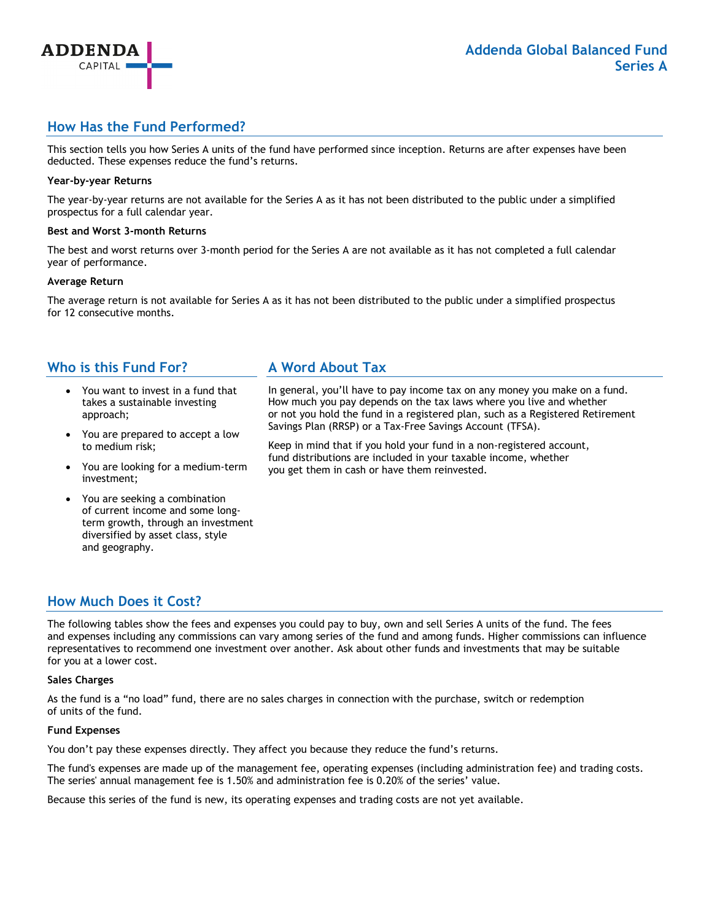## How Has the Fund Performed?

This section tells you how Series A units of the fund have performed since inception. Returns are after expenses have been deducted. These expenses reduce the fund's returns.

**Year-by-year Returns**

The year-by-year returns are not available for the Series A as it has not been distributed to the public under a simplified prospectus for a full calendar year.

**Best and Worst 3-month Returns**

The best and worst returns over 3-month period for the Series A are not available as it has not completed a full calendar year of performance.

**Average Return**

The average return is not available for Series A as it has not been distributed to the public under a simplified prospectus for 12 consecutive months.

## Who is this Fund For?

- You want to invest in a fund that takes a sustainable investing approach;
- You are prepared to accept a low to medium risk;
- You are looking for a medium-term investment;
- You are seeking a combination of current income and some long-term growth, through an investment diversified by asset class, style and geography.

## A Word About Tax

In general, you'll have to pay income tax on any money you make on a fund. How much you pay depends on the tax laws where you live and whether or not you hold the fund in a registered plan, such as a Registered Retirement Savings Plan (RRSP) or a Tax-Free Savings Account (TFSA).

Keep in mind that if you hold your fund in a non-registered account, fund distributions are included in your taxable income, whether you get them in cash or have them reinvested.

## How Much Does it Cost?

The following tables show the fees and expenses you could pay to buy, own and sell Series A units of the fund. The fees and expenses including any commissions can vary among series of the fund and among funds. Higher commissions can influence representatives to recommend one investment over another. Ask about other funds and investments that may be suitable for you at a lower cost.

**Sales Charges**

As the fund is a "no load" fund, there are no sales charges in connection with the purchase, switch or redemption of units of the fund.

**Fund Expenses**

You don't pay these expenses directly. They affect you because they reduce the fund's returns.

The fund's expenses are made up of the management fee, operating expenses (including administration fee) and trading costs. The series' annual management fee is 1.50% and administration fee is 0.20% of the series' value.

Because this series of the fund is new, its operating expenses and trading costs are not yet available.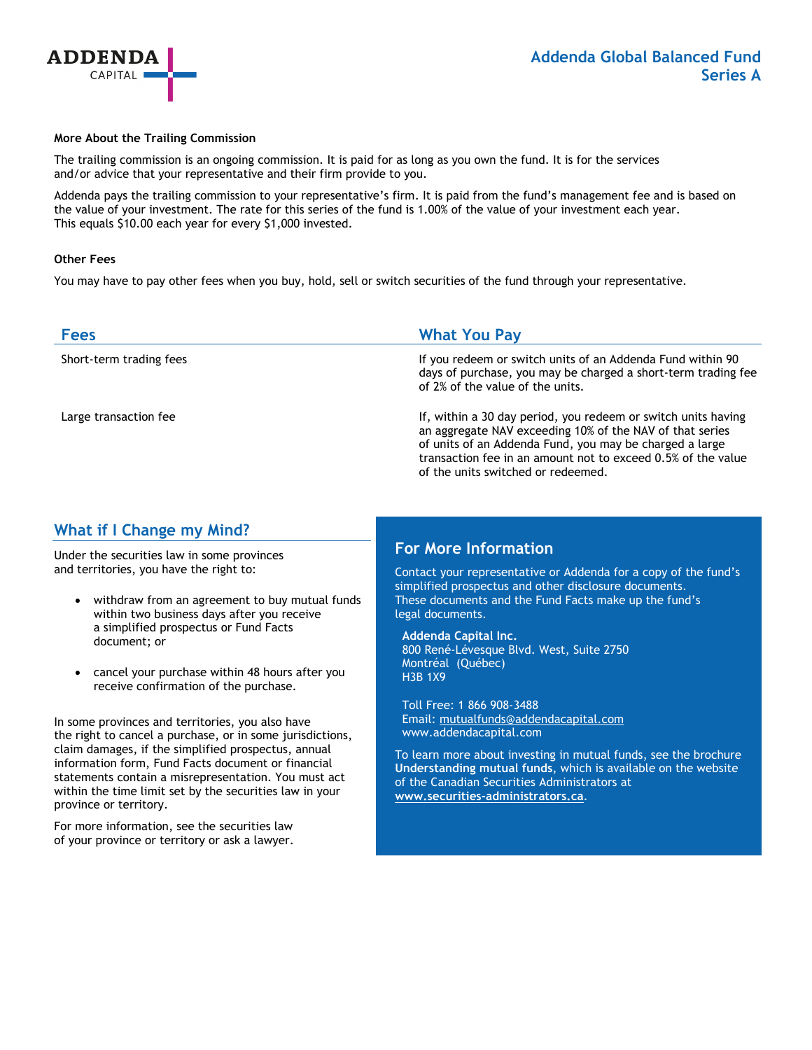### More About the Trailing Commission

The trailing commission is an ongoing commission. It is paid for as long as you own the fund. It is for the services and/or advice that your representative and their firm provide to you.

Addenda pays the trailing commission to your representative's firm. It is paid from the fund's management fee and is based on the value of your investment. The rate for this series of the fund is 1.00% of the value of your investment each year. This equals $10.00 each year for every $1,000 invested.

### Other Fees

You may have to pay other fees when you buy, hold, sell or switch securities of the fund through your representative.

| Fees | What You Pay |
|---|---|
| Short-term trading fees | If you redeem or switch units of an Addenda Fund within 90 days of purchase, you may be charged a short-term trading fee of 2% of the value of the units. |
| Large transaction fee | If, within a 30 day period, you redeem or switch units having an aggregate NAV exceeding 10% of the NAV of that series of units of an Addenda Fund, you may be charged a large transaction fee in an amount not to exceed 0.5% of the value of the units switched or redeemed. |

## What if I Change my Mind?

Under the securities law in some provinces and territories, you have the right to:

- withdraw from an agreement to buy mutual funds within two business days after you receive a simplified prospectus or Fund Facts document; or
- cancel your purchase within 48 hours after you receive confirmation of the purchase.

In some provinces and territories, you also have the right to cancel a purchase, or in some jurisdictions, claim damages, if the simplified prospectus, annual information form, Fund Facts document or financial statements contain a misrepresentation. You must act within the time limit set by the securities law in your province or territory.

For more information, see the securities law of your province or territory or ask a lawyer.

## For More Information

Contact your representative or Addenda for a copy of the fund's simplified prospectus and other disclosure documents. These documents and the Fund Facts make up the fund's legal documents.

**Addenda Capital Inc.**
800 René-Lévesque Blvd. West, Suite 2750
Montréal (Québec)
H3B 1X9

Toll Free: 1 866 908-3488
Email: mutualfunds@addendacapital.com
www.addendacapital.com

To learn more about investing in mutual funds, see the brochure **Understanding mutual funds**, which is available on the website of the Canadian Securities Administrators at **www.securities-administrators.ca**.